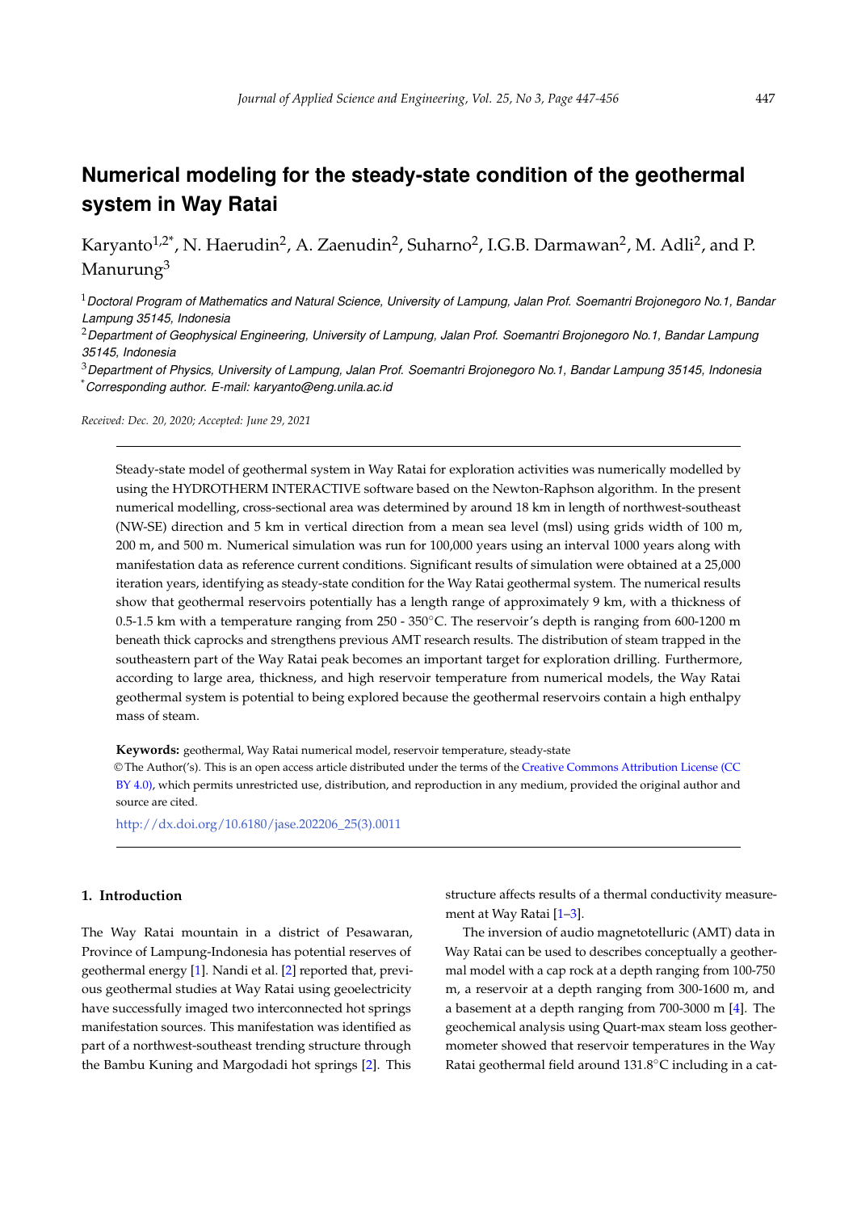# Numerical modeling for the steady-state condition of the geothermal system in Way Ratai

Karyanto[1,2*], N. Haerudin[2], A. Zaenudin[2], Suharno[2], I.G.B. Darmawan[2], M. Adli[2], and P. Manurung[3]

[1] *Doctoral Program of Mathematics and Natural Science, University of Lampung, Jalan Prof. Soemantri Brojonegoro No.1, Bandar Lampung 35145, Indonesia*

[2] *Department of Geophysical Engineering, University of Lampung, Jalan Prof. Soemantri Brojonegoro No.1, Bandar Lampung 35145, Indonesia*

[3] *Department of Physics, University of Lampung, Jalan Prof. Soemantri Brojonegoro No.1, Bandar Lampung 35145, Indonesia*

[*] *Corresponding author. E-mail: karyanto@eng.unila.ac.id*

*Received: Dec. 20, 2020; Accepted: June 29, 2021*

---

Steady-state model of geothermal system in Way Ratai for exploration activities was numerically modelled by using the HYDROTHERM INTERACTIVE software based on the Newton-Raphson algorithm. In the present numerical modelling, cross-sectional area was determined by around 18 km in length of northwest-southeast (NW-SE) direction and 5 km in vertical direction from a mean sea level (msl) using grids width of 100 m, 200 m, and 500 m. Numerical simulation was run for 100,000 years using an interval 1000 years along with manifestation data as reference current conditions. Significant results of simulation were obtained at a 25,000 iteration years, identifying as steady-state condition for the Way Ratai geothermal system. The numerical results show that geothermal reservoirs potentially has a length range of approximately 9 km, with a thickness of 0.5-1.5 km with a temperature ranging from 250 - 350°C. The reservoir's depth is ranging from 600-1200 m beneath thick caprocks and strengthens previous AMT research results. The distribution of steam trapped in the southeastern part of the Way Ratai peak becomes an important target for exploration drilling. Furthermore, according to large area, thickness, and high reservoir temperature from numerical models, the Way Ratai geothermal system is potential to being explored because the geothermal reservoirs contain a high enthalpy mass of steam.

**Keywords:** geothermal, Way Ratai numerical model, reservoir temperature, steady-state

© The Author('s). This is an open access article distributed under the terms of the Creative Commons Attribution License (CC BY 4.0), which permits unrestricted use, distribution, and reproduction in any medium, provided the original author and source are cited.

http://dx.doi.org/10.6180/jase.202206_25(3).0011

---

## 1. Introduction

The Way Ratai mountain in a district of Pesawaran, Province of Lampung-Indonesia has potential reserves of geothermal energy [1]. Nandi et al. [2] reported that, previous geothermal studies at Way Ratai using geoelectricity have successfully imaged two interconnected hot springs manifestation sources. This manifestation was identified as part of a northwest-southeast trending structure through the Bambu Kuning and Margodadi hot springs [2]. This structure affects results of a thermal conductivity measurement at Way Ratai [1–3].

The inversion of audio magnetotelluric (AMT) data in Way Ratai can be used to describes conceptually a geothermal model with a cap rock at a depth ranging from 100-750 m, a reservoir at a depth ranging from 300-1600 m, and a basement at a depth ranging from 700-3000 m [4]. The geochemical analysis using Quart-max steam loss geothermometer showed that reservoir temperatures in the Way Ratai geothermal field around 131.8°C including in a cat-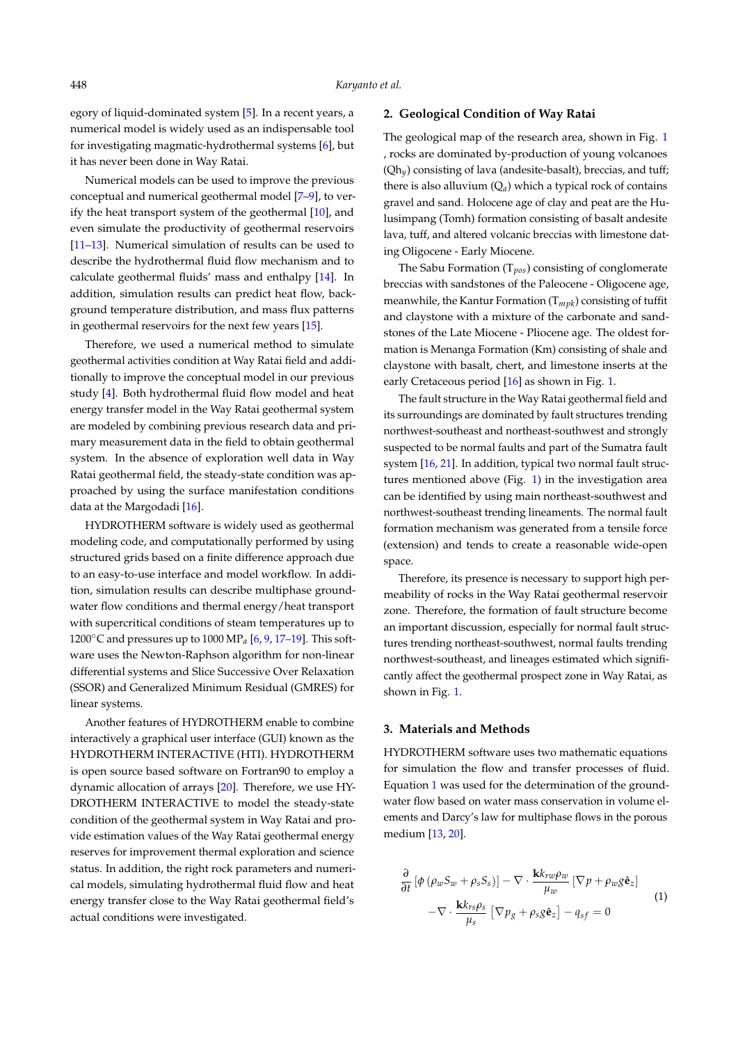egory of liquid-dominated system [5]. In a recent years, a numerical model is widely used as an indispensable tool for investigating magmatic-hydrothermal systems [6], but it has never been done in Way Ratai.

Numerical models can be used to improve the previous conceptual and numerical geothermal model [7–9], to verify the heat transport system of the geothermal [10], and even simulate the productivity of geothermal reservoirs [11–13]. Numerical simulation of results can be used to describe the hydrothermal fluid flow mechanism and to calculate geothermal fluids' mass and enthalpy [14]. In addition, simulation results can predict heat flow, background temperature distribution, and mass flux patterns in geothermal reservoirs for the next few years [15].

Therefore, we used a numerical method to simulate geothermal activities condition at Way Ratai field and additionally to improve the conceptual model in our previous study [4]. Both hydrothermal fluid flow model and heat energy transfer model in the Way Ratai geothermal system are modeled by combining previous research data and primary measurement data in the field to obtain geothermal system. In the absence of exploration well data in Way Ratai geothermal field, the steady-state condition was approached by using the surface manifestation conditions data at the Margodadi [16].

HYDROTHERM software is widely used as geothermal modeling code, and computationally performed by using structured grids based on a finite difference approach due to an easy-to-use interface and model workflow. In addition, simulation results can describe multiphase groundwater flow conditions and thermal energy/heat transport with supercritical conditions of steam temperatures up to 1200°C and pressures up to 1000 $MP_a$ [6, 9, 17–19]. This software uses the Newton-Raphson algorithm for non-linear differential systems and Slice Successive Over Relaxation (SSOR) and Generalized Minimum Residual (GMRES) for linear systems.

Another features of HYDROTHERM enable to combine interactively a graphical user interface (GUI) known as the HYDROTHERM INTERACTIVE (HTI). HYDROTHERM is open source based software on Fortran90 to employ a dynamic allocation of arrays [20]. Therefore, we use HYDROTHERM INTERACTIVE to model the steady-state condition of the geothermal system in Way Ratai and provide estimation values of the Way Ratai geothermal energy reserves for improvement thermal exploration and science status. In addition, the right rock parameters and numerical models, simulating hydrothermal fluid flow and heat energy transfer close to the Way Ratai geothermal field's actual conditions were investigated.

## 2. Geological Condition of Way Ratai

The geological map of the research area, shown in Fig. 1 , rocks are dominated by-production of young volcanoes ($Qh_y$) consisting of lava (andesite-basalt), breccias, and tuff; there is also alluvium ($Q_a$) which a typical rock of contains gravel and sand. Holocene age of clay and peat are the Hulusimpang (Tomh) formation consisting of basalt andesite lava, tuff, and altered volcanic breccias with limestone dating Oligocene - Early Miocene.

The Sabu Formation ($T_{pos}$) consisting of conglomerate breccias with sandstones of the Paleocene - Oligocene age, meanwhile, the Kantur Formation ($T_{mpk}$) consisting of tuffit and claystone with a mixture of the carbonate and sandstones of the Late Miocene - Pliocene age. The oldest formation is Menanga Formation (Km) consisting of shale and claystone with basalt, chert, and limestone inserts at the early Cretaceous period [16] as shown in Fig. 1.

The fault structure in the Way Ratai geothermal field and its surroundings are dominated by fault structures trending northwest-southeast and northeast-southwest and strongly suspected to be normal faults and part of the Sumatra fault system [16, 21]. In addition, typical two normal fault structures mentioned above (Fig. 1) in the investigation area can be identified by using main northeast-southwest and northwest-southeast trending lineaments. The normal fault formation mechanism was generated from a tensile force (extension) and tends to create a reasonable wide-open space.

Therefore, its presence is necessary to support high permeability of rocks in the Way Ratai geothermal reservoir zone. Therefore, the formation of fault structure become an important discussion, especially for normal fault structures trending northeast-southwest, normal faults trending northwest-southeast, and lineages estimated which significantly affect the geothermal prospect zone in Way Ratai, as shown in Fig. 1.

## 3. Materials and Methods

HYDROTHERM software uses two mathematic equations for simulation the flow and transfer processes of fluid. Equation 1 was used for the determination of the groundwater flow based on water mass conservation in volume elements and Darcy's law for multiphase flows in the porous medium [13, 20].

$$
\begin{aligned}
&\frac{\partial}{\partial t}\left[\phi\left(\rho_w S_w+\rho_s S_s\right)\right]-\nabla \cdot \frac{\mathbf{k} k_{rw} \rho_w}{\mu_w}\left[\nabla p+\rho_w g \hat{\mathbf{e}}_z\right] \\
&\quad-\nabla \cdot \frac{\mathbf{k} k_{rs} \rho_s}{\mu_s}\left[\nabla p_g+\rho_s g \hat{\mathbf{e}}_z\right]-q_{sf}=0
\end{aligned}
\tag{1}
$$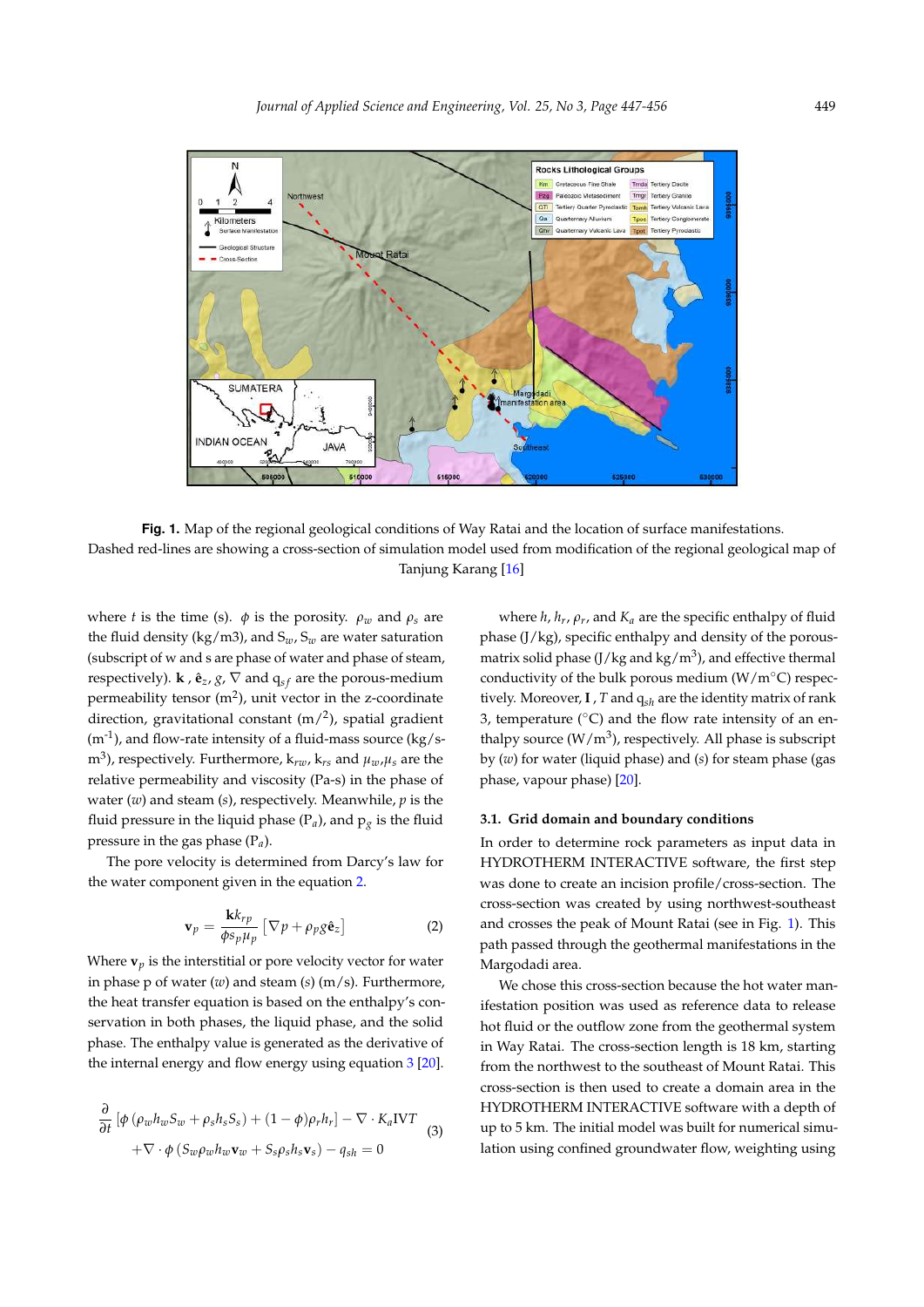**Fig. 1.** Map of the regional geological conditions of Way Ratai and the location of surface manifestations. Dashed red-lines are showing a cross-section of simulation model used from modification of the regional geological map of Tanjung Karang [16]

where $t$ is the time (s). $\phi$ is the porosity. $\rho_w$ and $\rho_s$ are the fluid density (kg/m3), and $S_w$, $S_w$ are water saturation (subscript of w and s are phase of water and phase of steam, respectively). $\mathbf{k}$ , $\hat{\mathbf{e}}_z$, $g$, $\nabla$ and $q_{sf}$ are the porous-medium permeability tensor (m$^2$), unit vector in the z-coordinate direction, gravitational constant (m/$^2$), spatial gradient (m$^{-1}$), and flow-rate intensity of a fluid-mass source (kg/s-m$^3$), respectively. Furthermore, $k_{rw}$, $k_{rs}$ and $\mu_w$,$\mu_s$ are the relative permeability and viscosity (Pa-s) in the phase of water ($w$) and steam ($s$), respectively. Meanwhile, $p$ is the fluid pressure in the liquid phase (P$_a$), and $p_g$ is the fluid pressure in the gas phase (P$_a$).

The pore velocity is determined from Darcy's law for the water component given in the equation 2.

$$\mathbf{v}_p = \frac{\mathbf{k}k_{rp}}{\phi s_p \mu_p}\left[\nabla p + \rho_p g \hat{\mathbf{e}}_z\right] \tag{2}$$

Where $\mathbf{v}_p$ is the interstitial or pore velocity vector for water in phase p of water ($w$) and steam ($s$) (m/s). Furthermore, the heat transfer equation is based on the enthalpy's conservation in both phases, the liquid phase, and the solid phase. The enthalpy value is generated as the derivative of the internal energy and flow energy using equation 3 [20].

$$\frac{\partial}{\partial t}\left[\phi\left(\rho_w h_w S_w + \rho_s h_s S_s\right) + (1-\phi)\rho_r h_r\right] - \nabla \cdot K_a \mathbf{I}\nabla T + \nabla \cdot \phi\left(S_w \rho_w h_w \mathbf{v}_w + S_s \rho_s h_s \mathbf{v}_s\right) - q_{sh} = 0 \tag{3}$$

where $h$, $h_r$, $\rho_r$, and $K_a$ are the specific enthalpy of fluid phase (J/kg), specific enthalpy and density of the porous-matrix solid phase (J/kg and kg/m$^3$), and effective thermal conductivity of the bulk porous medium (W/m°C) respectively. Moreover, $\mathbf{I}$ , $T$ and $q_{sh}$ are the identity matrix of rank 3, temperature (°C) and the flow rate intensity of an enthalpy source (W/m$^3$), respectively. All phase is subscript by ($w$) for water (liquid phase) and ($s$) for steam phase (gas phase, vapour phase) [20].

### 3.1. Grid domain and boundary conditions

In order to determine rock parameters as input data in HYDROTHERM INTERACTIVE software, the first step was done to create an incision profile/cross-section. The cross-section was created by using northwest-southeast and crosses the peak of Mount Ratai (see in Fig. 1). This path passed through the geothermal manifestations in the Margodadi area.

We chose this cross-section because the hot water manifestation position was used as reference data to release hot fluid or the outflow zone from the geothermal system in Way Ratai. The cross-section length is 18 km, starting from the northwest to the southeast of Mount Ratai. This cross-section is then used to create a domain area in the HYDROTHERM INTERACTIVE software with a depth of up to 5 km. The initial model was built for numerical simulation using confined groundwater flow, weighting using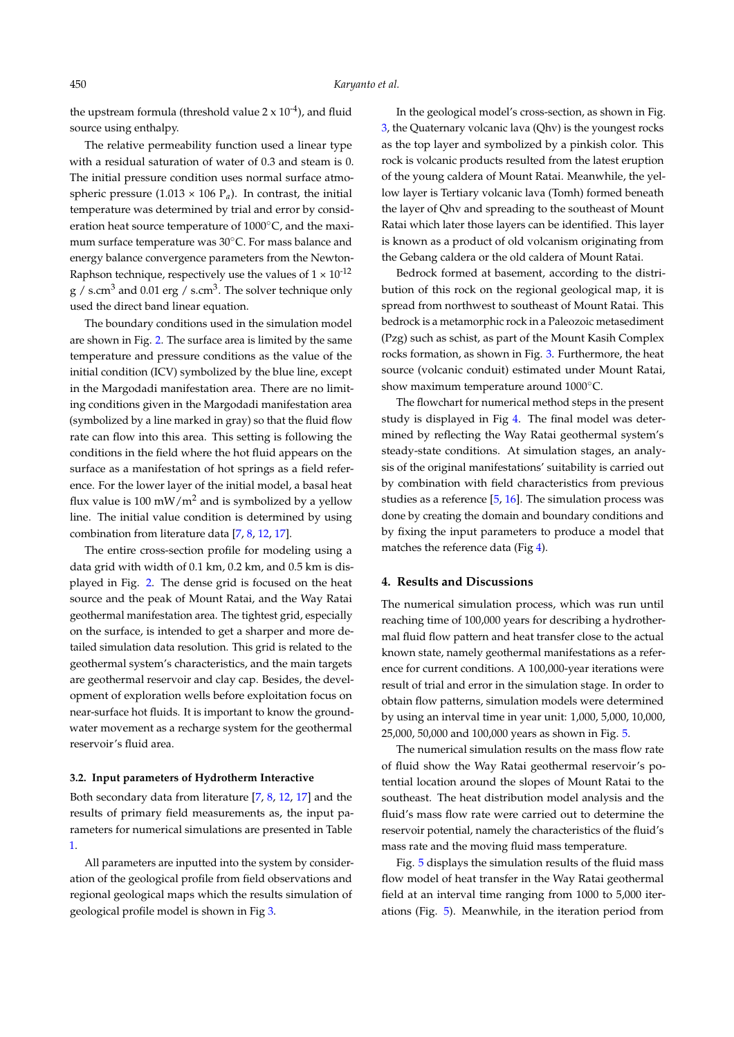the upstream formula (threshold value 2 x $10^{-4}$), and fluid source using enthalpy.

The relative permeability function used a linear type with a residual saturation of water of 0.3 and steam is 0. The initial pressure condition uses normal surface atmospheric pressure (1.013 × 106 $P_a$). In contrast, the initial temperature was determined by trial and error by consideration heat source temperature of 1000°C, and the maximum surface temperature was 30°C. For mass balance and energy balance convergence parameters from the Newton-Raphson technique, respectively use the values of 1 × $10^{-12}$ g / s.cm$^3$ and 0.01 erg / s.cm$^3$. The solver technique only used the direct band linear equation.

The boundary conditions used in the simulation model are shown in Fig. 2. The surface area is limited by the same temperature and pressure conditions as the value of the initial condition (ICV) symbolized by the blue line, except in the Margodadi manifestation area. There are no limiting conditions given in the Margodadi manifestation area (symbolized by a line marked in gray) so that the fluid flow rate can flow into this area. This setting is following the conditions in the field where the hot fluid appears on the surface as a manifestation of hot springs as a field reference. For the lower layer of the initial model, a basal heat flux value is 100 mW/m$^2$ and is symbolized by a yellow line. The initial value condition is determined by using combination from literature data [7, 8, 12, 17].

The entire cross-section profile for modeling using a data grid with width of 0.1 km, 0.2 km, and 0.5 km is displayed in Fig. 2. The dense grid is focused on the heat source and the peak of Mount Ratai, and the Way Ratai geothermal manifestation area. The tightest grid, especially on the surface, is intended to get a sharper and more detailed simulation data resolution. This grid is related to the geothermal system's characteristics, and the main targets are geothermal reservoir and clay cap. Besides, the development of exploration wells before exploitation focus on near-surface hot fluids. It is important to know the groundwater movement as a recharge system for the geothermal reservoir's fluid area.

### 3.2. Input parameters of Hydrotherm Interactive

Both secondary data from literature [7, 8, 12, 17] and the results of primary field measurements as, the input parameters for numerical simulations are presented in Table 1.

All parameters are inputted into the system by consideration of the geological profile from field observations and regional geological maps which the results simulation of geological profile model is shown in Fig 3.

In the geological model's cross-section, as shown in Fig. 3, the Quaternary volcanic lava (Qhv) is the youngest rocks as the top layer and symbolized by a pinkish color. This rock is volcanic products resulted from the latest eruption of the young caldera of Mount Ratai. Meanwhile, the yellow layer is Tertiary volcanic lava (Tomh) formed beneath the layer of Qhv and spreading to the southeast of Mount Ratai which later those layers can be identified. This layer is known as a product of old volcanism originating from the Gebang caldera or the old caldera of Mount Ratai.

Bedrock formed at basement, according to the distribution of this rock on the regional geological map, it is spread from northwest to southeast of Mount Ratai. This bedrock is a metamorphic rock in a Paleozoic metasediment (Pzg) such as schist, as part of the Mount Kasih Complex rocks formation, as shown in Fig. 3. Furthermore, the heat source (volcanic conduit) estimated under Mount Ratai, show maximum temperature around 1000°C.

The flowchart for numerical method steps in the present study is displayed in Fig 4. The final model was determined by reflecting the Way Ratai geothermal system's steady-state conditions. At simulation stages, an analysis of the original manifestations' suitability is carried out by combination with field characteristics from previous studies as a reference [5, 16]. The simulation process was done by creating the domain and boundary conditions and by fixing the input parameters to produce a model that matches the reference data (Fig 4).

## 4. Results and Discussions

The numerical simulation process, which was run until reaching time of 100,000 years for describing a hydrothermal fluid flow pattern and heat transfer close to the actual known state, namely geothermal manifestations as a reference for current conditions. A 100,000-year iterations were result of trial and error in the simulation stage. In order to obtain flow patterns, simulation models were determined by using an interval time in year unit: 1,000, 5,000, 10,000, 25,000, 50,000 and 100,000 years as shown in Fig. 5.

The numerical simulation results on the mass flow rate of fluid show the Way Ratai geothermal reservoir's potential location around the slopes of Mount Ratai to the southeast. The heat distribution model analysis and the fluid's mass flow rate were carried out to determine the reservoir potential, namely the characteristics of the fluid's mass rate and the moving fluid mass temperature.

Fig. 5 displays the simulation results of the fluid mass flow model of heat transfer in the Way Ratai geothermal field at an interval time ranging from 1000 to 5,000 iterations (Fig. 5). Meanwhile, in the iteration period from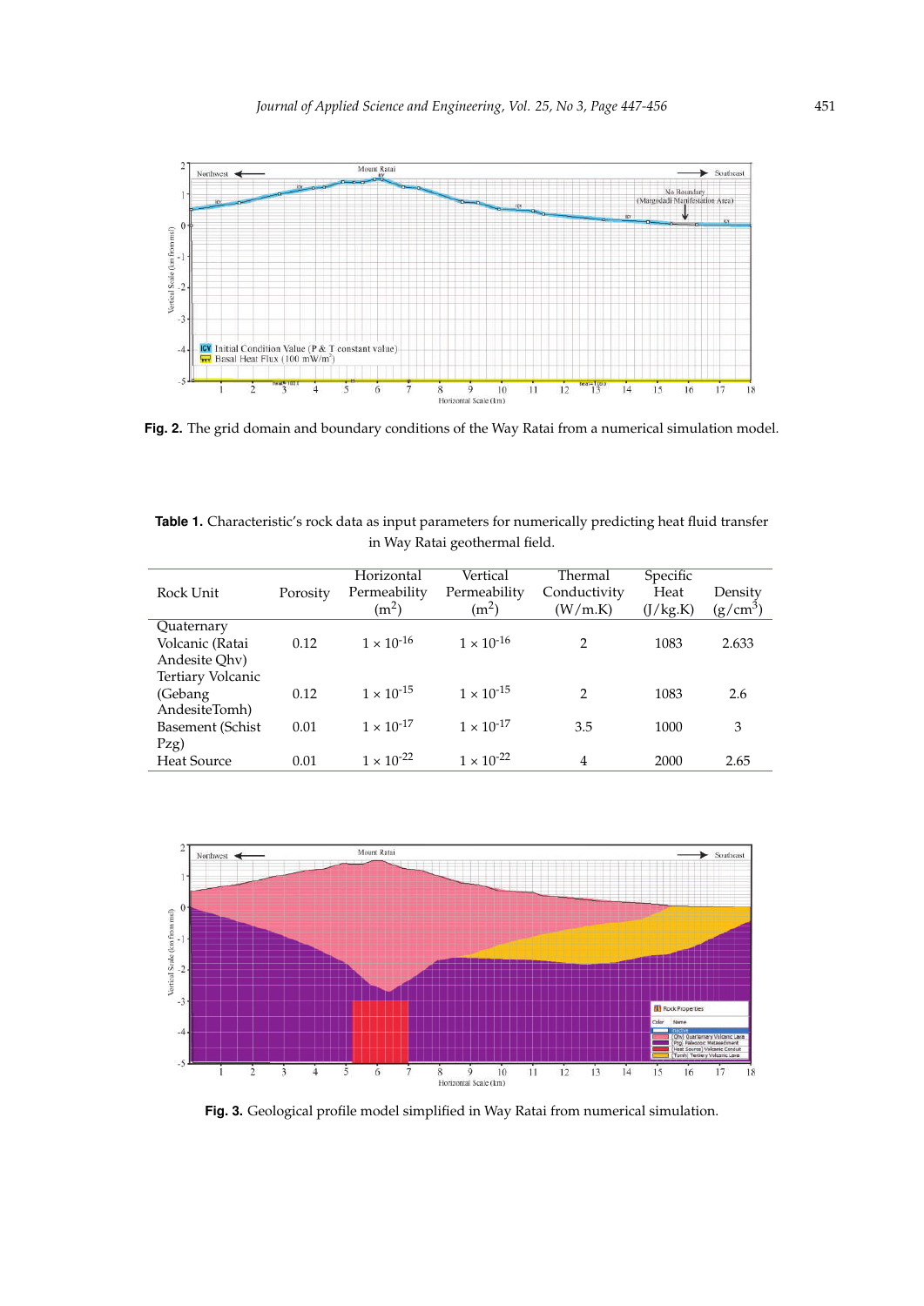**Fig. 2.** The grid domain and boundary conditions of the Way Ratai from a numerical simulation model.

**Table 1.** Characteristic's rock data as input parameters for numerically predicting heat fluid transfer in Way Ratai geothermal field.

| Rock Unit | Porosity | Horizontal Permeability ($m^2$) | Vertical Permeability ($m^2$) | Thermal Conductivity (W/m.K) | Specific Heat (J/kg.K) | Density ($g/cm^3$) |
|---|---|---|---|---|---|---|
| Quaternary Volcanic (Ratai Andesite Qhv) | 0.12 | $1 \times 10^{-16}$ | $1 \times 10^{-16}$ | 2 | 1083 | 2.633 |
| Tertiary Volcanic (Gebang AndesiteTomh) | 0.12 | $1 \times 10^{-15}$ | $1 \times 10^{-15}$ | 2 | 1083 | 2.6 |
| Basement (Schist Pzg) | 0.01 | $1 \times 10^{-17}$ | $1 \times 10^{-17}$ | 3.5 | 1000 | 3 |
| Heat Source | 0.01 | $1 \times 10^{-22}$ | $1 \times 10^{-22}$ | 4 | 2000 | 2.65 |

**Fig. 3.** Geological profile model simplified in Way Ratai from numerical simulation.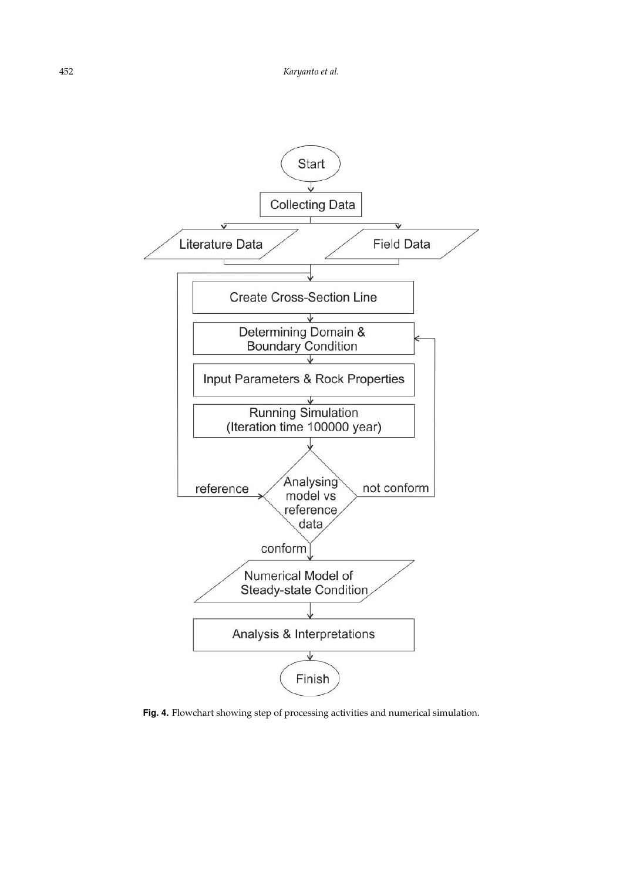Start

Collecting Data

Literature Data

Field Data

Create Cross-Section Line

Determining Domain & Boundary Condition

Input Parameters & Rock Properties

Running Simulation (Iteration time 100000 year)

Analysing model vs reference data

reference

not conform

conform

Numerical Model of Steady-state Condition

Analysis & Interpretations

Finish

**Fig. 4.** Flowchart showing step of processing activities and numerical simulation.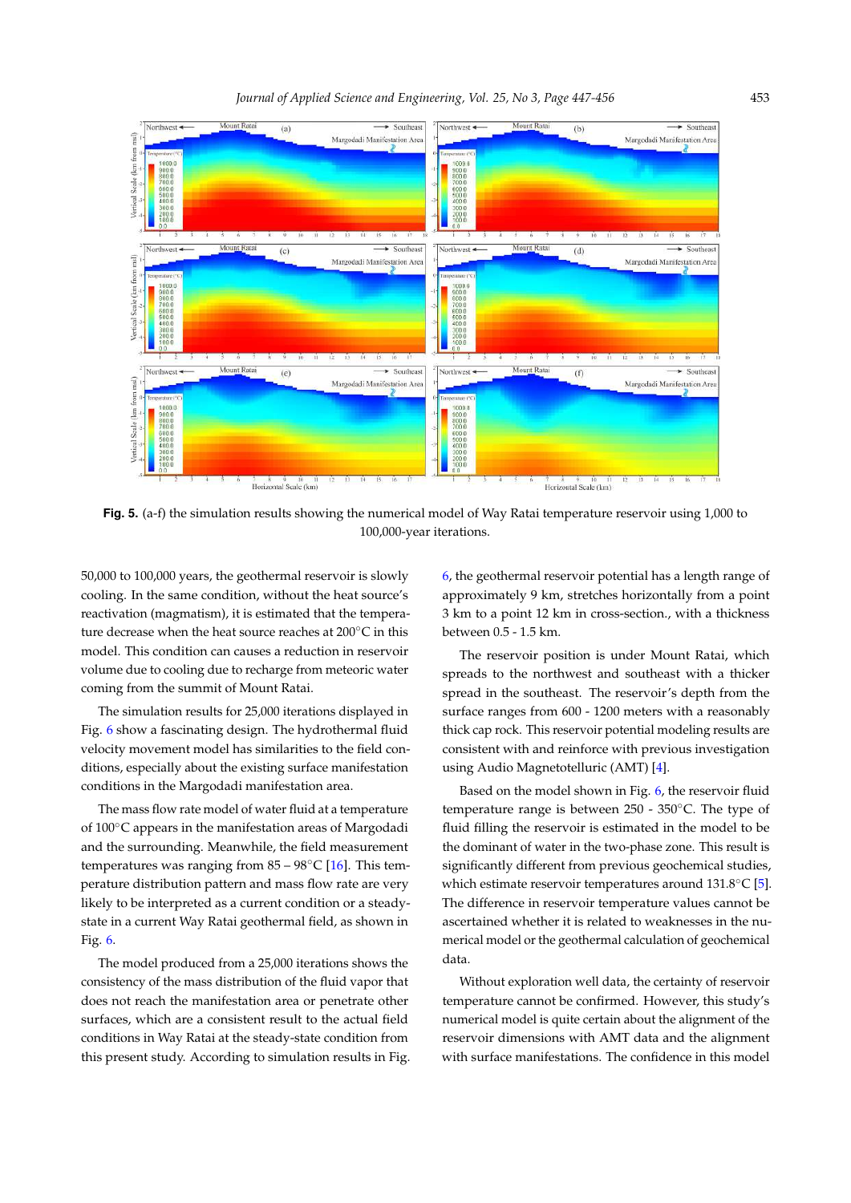**Fig. 5.** (a-f) the simulation results showing the numerical model of Way Ratai temperature reservoir using 1,000 to 100,000-year iterations.

50,000 to 100,000 years, the geothermal reservoir is slowly cooling. In the same condition, without the heat source's reactivation (magmatism), it is estimated that the temperature decrease when the heat source reaches at 200°C in this model. This condition can causes a reduction in reservoir volume due to cooling due to recharge from meteoric water coming from the summit of Mount Ratai.

The simulation results for 25,000 iterations displayed in Fig. 6 show a fascinating design. The hydrothermal fluid velocity movement model has similarities to the field conditions, especially about the existing surface manifestation conditions in the Margodadi manifestation area.

The mass flow rate model of water fluid at a temperature of 100°C appears in the manifestation areas of Margodadi and the surrounding. Meanwhile, the field measurement temperatures was ranging from 85 – 98°C [16]. This temperature distribution pattern and mass flow rate are very likely to be interpreted as a current condition or a steady-state in a current Way Ratai geothermal field, as shown in Fig. 6.

The model produced from a 25,000 iterations shows the consistency of the mass distribution of the fluid vapor that does not reach the manifestation area or penetrate other surfaces, which are a consistent result to the actual field conditions in Way Ratai at the steady-state condition from this present study. According to simulation results in Fig. 6, the geothermal reservoir potential has a length range of approximately 9 km, stretches horizontally from a point 3 km to a point 12 km in cross-section., with a thickness between 0.5 - 1.5 km.

The reservoir position is under Mount Ratai, which spreads to the northwest and southeast with a thicker spread in the southeast. The reservoir's depth from the surface ranges from 600 - 1200 meters with a reasonably thick cap rock. This reservoir potential modeling results are consistent with and reinforce with previous investigation using Audio Magnetotelluric (AMT) [4].

Based on the model shown in Fig. 6, the reservoir fluid temperature range is between 250 - 350°C. The type of fluid filling the reservoir is estimated in the model to be the dominant of water in the two-phase zone. This result is significantly different from previous geochemical studies, which estimate reservoir temperatures around 131.8°C [5]. The difference in reservoir temperature values cannot be ascertained whether it is related to weaknesses in the numerical model or the geothermal calculation of geochemical data.

Without exploration well data, the certainty of reservoir temperature cannot be confirmed. However, this study's numerical model is quite certain about the alignment of the reservoir dimensions with AMT data and the alignment with surface manifestations. The confidence in this model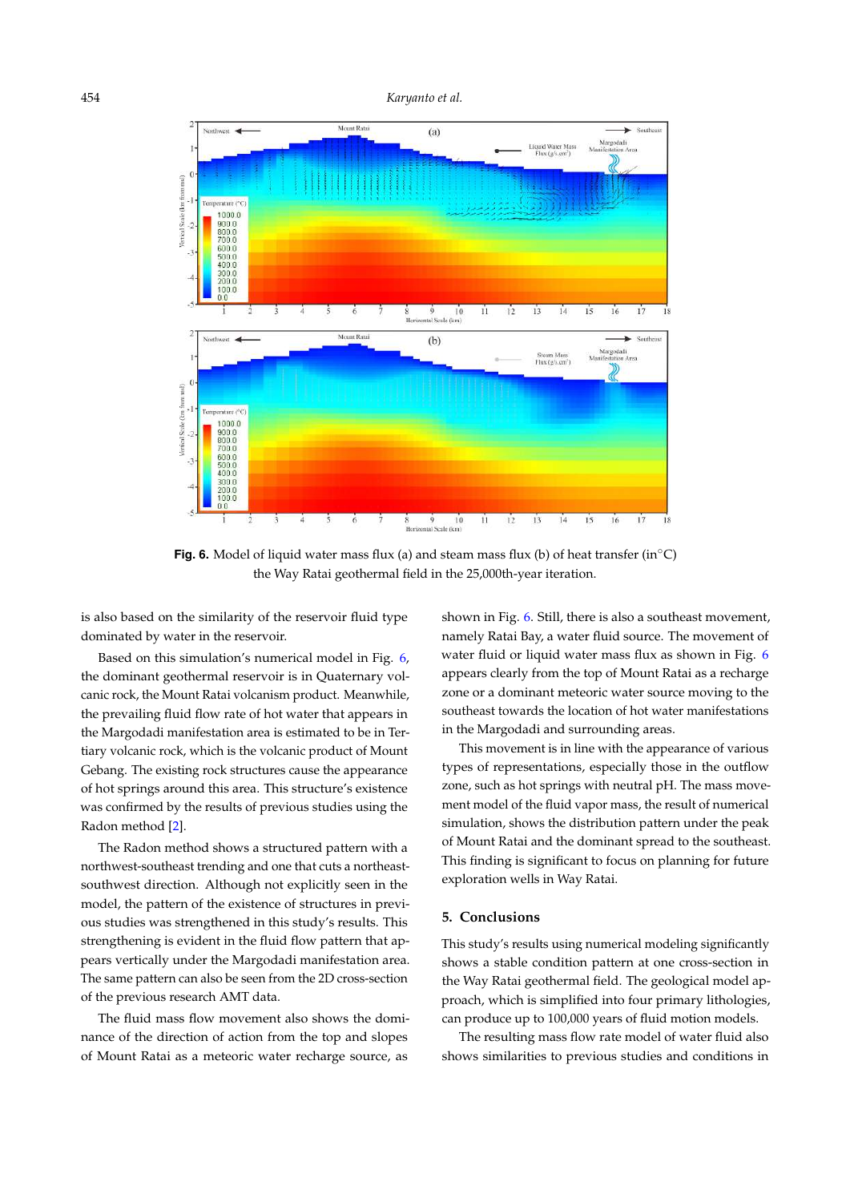**Fig. 6.** Model of liquid water mass flux (a) and steam mass flux (b) of heat transfer (in°C) the Way Ratai geothermal field in the 25,000th-year iteration.

is also based on the similarity of the reservoir fluid type dominated by water in the reservoir.

Based on this simulation's numerical model in Fig. 6, the dominant geothermal reservoir is in Quaternary volcanic rock, the Mount Ratai volcanism product. Meanwhile, the prevailing fluid flow rate of hot water that appears in the Margodadi manifestation area is estimated to be in Tertiary volcanic rock, which is the volcanic product of Mount Gebang. The existing rock structures cause the appearance of hot springs around this area. This structure's existence was confirmed by the results of previous studies using the Radon method [2].

The Radon method shows a structured pattern with a northwest-southeast trending and one that cuts a northeast-southwest direction. Although not explicitly seen in the model, the pattern of the existence of structures in previous studies was strengthened in this study's results. This strengthening is evident in the fluid flow pattern that appears vertically under the Margodadi manifestation area. The same pattern can also be seen from the 2D cross-section of the previous research AMT data.

The fluid mass flow movement also shows the dominance of the direction of action from the top and slopes of Mount Ratai as a meteoric water recharge source, as shown in Fig. 6. Still, there is also a southeast movement, namely Ratai Bay, a water fluid source. The movement of water fluid or liquid water mass flux as shown in Fig. 6 appears clearly from the top of Mount Ratai as a recharge zone or a dominant meteoric water source moving to the southeast towards the location of hot water manifestations in the Margodadi and surrounding areas.

This movement is in line with the appearance of various types of representations, especially those in the outflow zone, such as hot springs with neutral pH. The mass movement model of the fluid vapor mass, the result of numerical simulation, shows the distribution pattern under the peak of Mount Ratai and the dominant spread to the southeast. This finding is significant to focus on planning for future exploration wells in Way Ratai.

## 5. Conclusions

This study's results using numerical modeling significantly shows a stable condition pattern at one cross-section in the Way Ratai geothermal field. The geological model approach, which is simplified into four primary lithologies, can produce up to 100,000 years of fluid motion models.

The resulting mass flow rate model of water fluid also shows similarities to previous studies and conditions in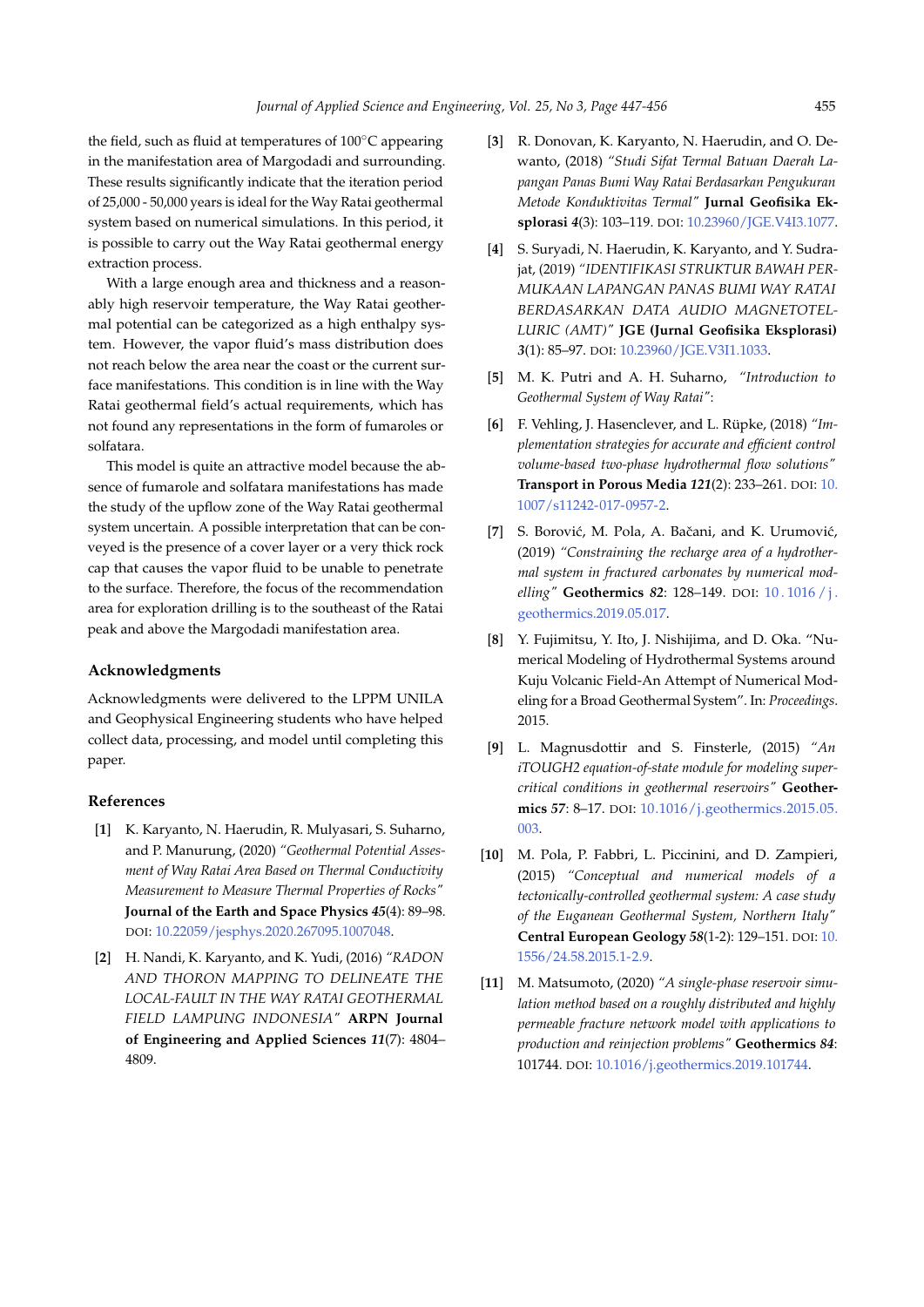the field, such as fluid at temperatures of 100°C appearing in the manifestation area of Margodadi and surrounding. These results significantly indicate that the iteration period of 25,000 - 50,000 years is ideal for the Way Ratai geothermal system based on numerical simulations. In this period, it is possible to carry out the Way Ratai geothermal energy extraction process.

With a large enough area and thickness and a reasonably high reservoir temperature, the Way Ratai geothermal potential can be categorized as a high enthalpy system. However, the vapor fluid's mass distribution does not reach below the area near the coast or the current surface manifestations. This condition is in line with the Way Ratai geothermal field's actual requirements, which has not found any representations in the form of fumaroles or solfatara.

This model is quite an attractive model because the absence of fumarole and solfatara manifestations has made the study of the upflow zone of the Way Ratai geothermal system uncertain. A possible interpretation that can be conveyed is the presence of a cover layer or a very thick rock cap that causes the vapor fluid to be unable to penetrate to the surface. Therefore, the focus of the recommendation area for exploration drilling is to the southeast of the Ratai peak and above the Margodadi manifestation area.

## Acknowledgments

Acknowledgments were delivered to the LPPM UNILA and Geophysical Engineering students who have helped collect data, processing, and model until completing this paper.

## References

[1] K. Karyanto, N. Haerudin, R. Mulyasari, S. Suharno, and P. Manurung, (2020) *"Geothermal Potential Assessment of Way Ratai Area Based on Thermal Conductivity Measurement to Measure Thermal Properties of Rocks"* **Journal of the Earth and Space Physics** ***45***(4): 89–98. DOI: 10.22059/jesphys.2020.267095.1007048.

[2] H. Nandi, K. Karyanto, and K. Yudi, (2016) *"RADON AND THORON MAPPING TO DELINEATE THE LOCAL-FAULT IN THE WAY RATAI GEOTHERMAL FIELD LAMPUNG INDONESIA"* **ARPN Journal of Engineering and Applied Sciences** ***11***(7): 4804–4809.

[3] R. Donovan, K. Karyanto, N. Haerudin, and O. Dewanto, (2018) *"Studi Sifat Termal Batuan Daerah Lapangan Panas Bumi Way Ratai Berdasarkan Pengukuran Metode Konduktivitas Termal"* **Jurnal Geofisika Eksplorasi** ***4***(3): 103–119. DOI: 10.23960/JGE.V4I3.1077.

[4] S. Suryadi, N. Haerudin, K. Karyanto, and Y. Sudrajat, (2019) *"IDENTIFIKASI STRUKTUR BAWAH PERMUKAAN LAPANGAN PANAS BUMI WAY RATAI BERDASARKAN DATA AUDIO MAGNETOTELLURIC (AMT)"* **JGE (Jurnal Geofisika Eksplorasi)** ***3***(1): 85–97. DOI: 10.23960/JGE.V3I1.1033.

[5] M. K. Putri and A. H. Suharno, *"Introduction to Geothermal System of Way Ratai"*:

[6] F. Vehling, J. Hasenclever, and L. Rüpke, (2018) *"Implementation strategies for accurate and efficient control volume-based two-phase hydrothermal flow solutions"* **Transport in Porous Media** ***121***(2): 233–261. DOI: 10.1007/s11242-017-0957-2.

[7] S. Borović, M. Pola, A. Bačani, and K. Urumović, (2019) *"Constraining the recharge area of a hydrothermal system in fractured carbonates by numerical modelling"* **Geothermics** ***82***: 128–149. DOI: 10.1016/j.geothermics.2019.05.017.

[8] Y. Fujimitsu, Y. Ito, J. Nishijima, and D. Oka. "Numerical Modeling of Hydrothermal Systems around Kuju Volcanic Field-An Attempt of Numerical Modeling for a Broad Geothermal System". In: *Proceedings*. 2015.

[9] L. Magnusdottir and S. Finsterle, (2015) *"An iTOUGH2 equation-of-state module for modeling supercritical conditions in geothermal reservoirs"* **Geothermics** ***57***: 8–17. DOI: 10.1016/j.geothermics.2015.05.003.

[10] M. Pola, P. Fabbri, L. Piccinini, and D. Zampieri, (2015) *"Conceptual and numerical models of a tectonically-controlled geothermal system: A case study of the Euganean Geothermal System, Northern Italy"* **Central European Geology** ***58***(1-2): 129–151. DOI: 10.1556/24.58.2015.1-2.9.

[11] M. Matsumoto, (2020) *"A single-phase reservoir simulation method based on a roughly distributed and highly permeable fracture network model with applications to production and reinjection problems"* **Geothermics** ***84***: 101744. DOI: 10.1016/j.geothermics.2019.101744.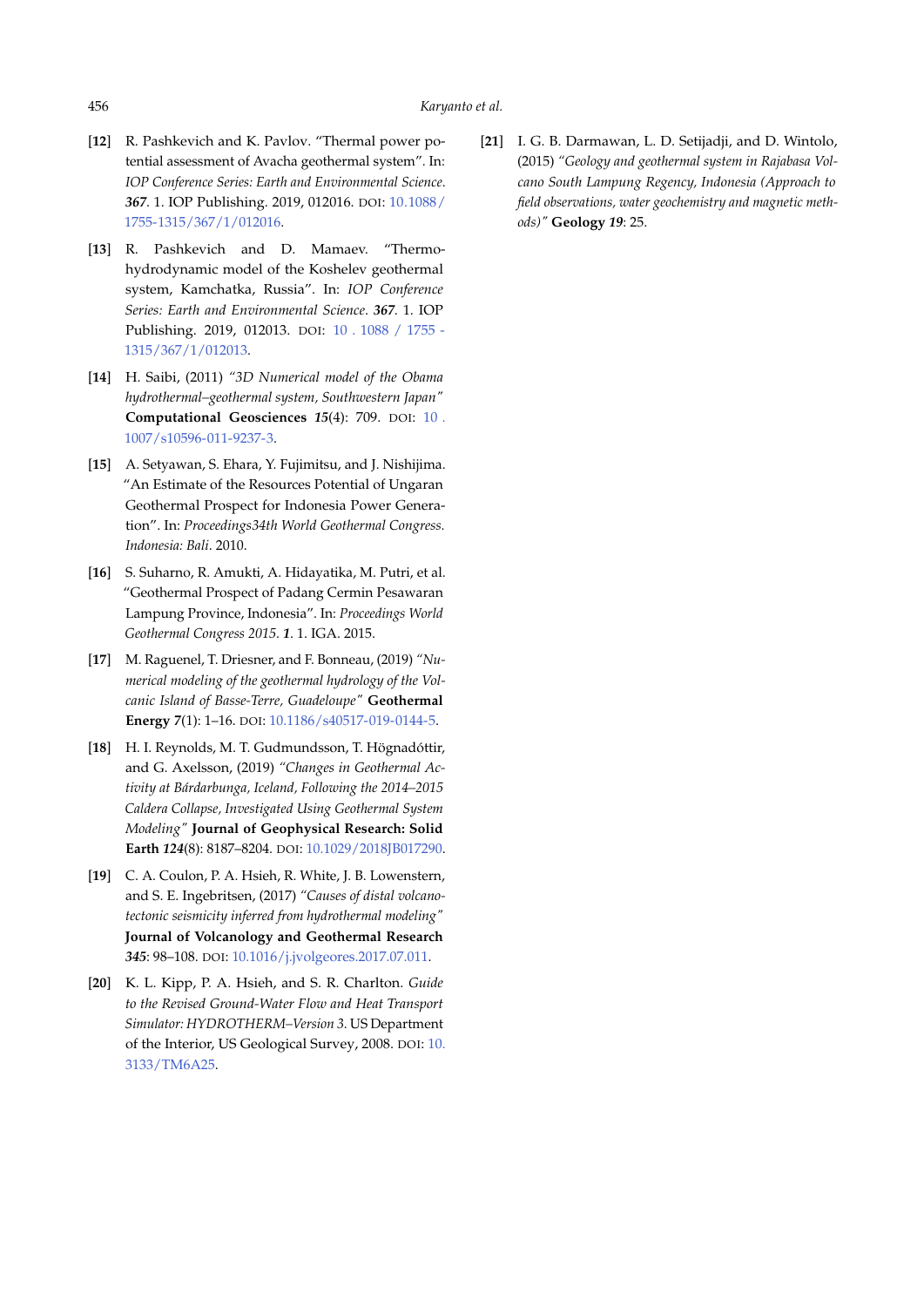**[12]** R. Pashkevich and K. Pavlov. "Thermal power potential assessment of Avacha geothermal system". In: *IOP Conference Series: Earth and Environmental Science*. ***367***. 1. IOP Publishing. 2019, 012016. DOI: 10.1088/1755-1315/367/1/012016.

**[13]** R. Pashkevich and D. Mamaev. "Thermo-hydrodynamic model of the Koshelev geothermal system, Kamchatka, Russia". In: *IOP Conference Series: Earth and Environmental Science*. ***367***. 1. IOP Publishing. 2019, 012013. DOI: 10.1088/1755-1315/367/1/012013.

**[14]** H. Saibi, (2011) *"3D Numerical model of the Obama hydrothermal–geothermal system, Southwestern Japan"* **Computational Geosciences** ***15***(4): 709. DOI: 10.1007/s10596-011-9237-3.

**[15]** A. Setyawan, S. Ehara, Y. Fujimitsu, and J. Nishijima. "An Estimate of the Resources Potential of Ungaran Geothermal Prospect for Indonesia Power Generation". In: *Proceedings34th World Geothermal Congress. Indonesia: Bali*. 2010.

**[16]** S. Suharno, R. Amukti, A. Hidayatika, M. Putri, et al. "Geothermal Prospect of Padang Cermin Pesawaran Lampung Province, Indonesia". In: *Proceedings World Geothermal Congress 2015*. ***1***. 1. IGA. 2015.

**[17]** M. Raguenel, T. Driesner, and F. Bonneau, (2019) *"Numerical modeling of the geothermal hydrology of the Volcanic Island of Basse-Terre, Guadeloupe"* **Geothermal Energy** ***7***(1): 1–16. DOI: 10.1186/s40517-019-0144-5.

**[18]** H. I. Reynolds, M. T. Gudmundsson, T. Högnadóttir, and G. Axelsson, (2019) *"Changes in Geothermal Activity at Bárdarbunga, Iceland, Following the 2014–2015 Caldera Collapse, Investigated Using Geothermal System Modeling"* **Journal of Geophysical Research: Solid Earth** ***124***(8): 8187–8204. DOI: 10.1029/2018JB017290.

**[19]** C. A. Coulon, P. A. Hsieh, R. White, J. B. Lowenstern, and S. E. Ingebritsen, (2017) *"Causes of distal volcano-tectonic seismicity inferred from hydrothermal modeling"* **Journal of Volcanology and Geothermal Research** ***345***: 98–108. DOI: 10.1016/j.jvolgeores.2017.07.011.

**[20]** K. L. Kipp, P. A. Hsieh, and S. R. Charlton. *Guide to the Revised Ground-Water Flow and Heat Transport Simulator: HYDROTHERM–Version 3*. US Department of the Interior, US Geological Survey, 2008. DOI: 10.3133/TM6A25.

**[21]** I. G. B. Darmawan, L. D. Setijadji, and D. Wintolo, (2015) *"Geology and geothermal system in Rajabasa Volcano South Lampung Regency, Indonesia (Approach to field observations, water geochemistry and magnetic methods)"* **Geology** ***19***: 25.